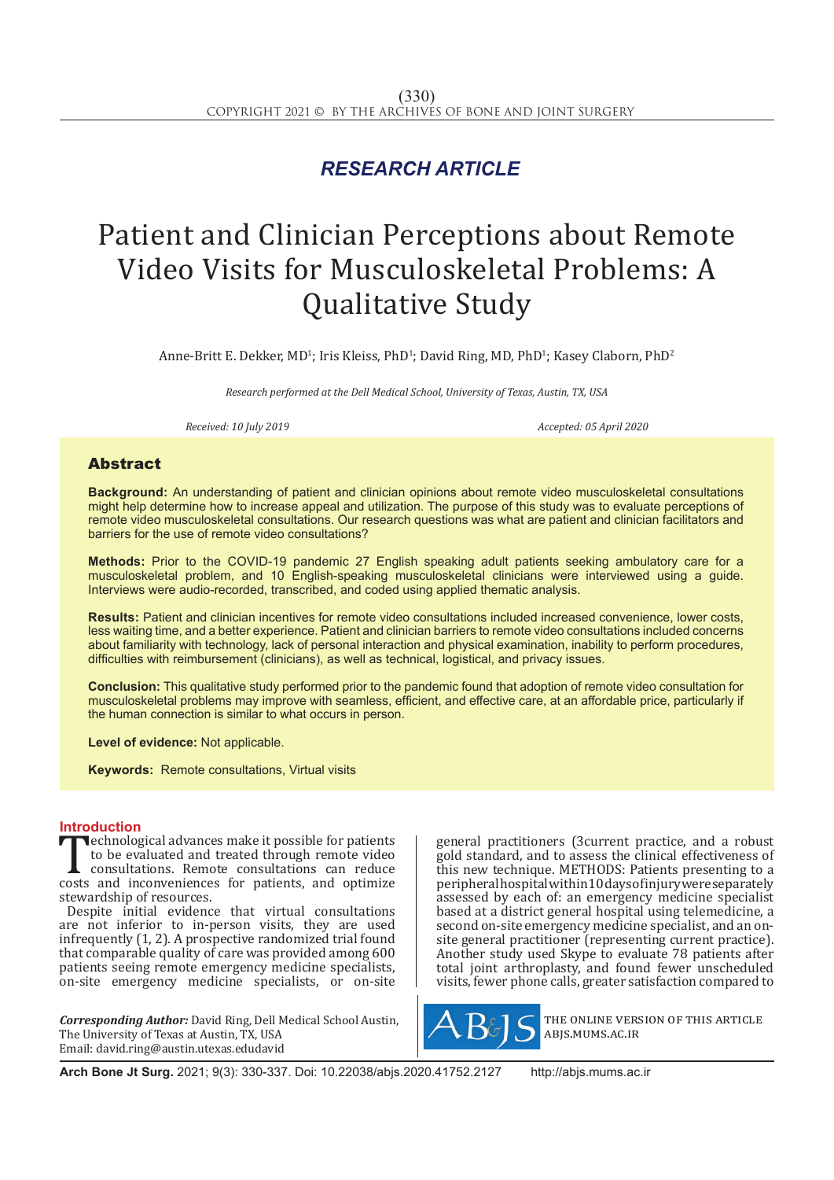*RESEARCH ARTICLE*

# Patient and Clinician Perceptions about Remote Video Visits for Musculoskeletal Problems: A Qualitative Study

Anne-Britt E. Dekker, MD[1]; Iris Kleiss, PhD[1]; David Ring, MD, PhD[1]; Kasey Claborn, PhD[2]

*Research performed at the Dell Medical School, University of Texas, Austin, TX, USA*

*Received: 10 July 2019* *Accepted: 05 April 2020*

## Abstract

**Background:** An understanding of patient and clinician opinions about remote video musculoskeletal consultations might help determine how to increase appeal and utilization. The purpose of this study was to evaluate perceptions of remote video musculoskeletal consultations. Our research questions was what are patient and clinician facilitators and barriers for the use of remote video consultations?

**Methods:** Prior to the COVID-19 pandemic 27 English speaking adult patients seeking ambulatory care for a musculoskeletal problem, and 10 English-speaking musculoskeletal clinicians were interviewed using a guide. Interviews were audio-recorded, transcribed, and coded using applied thematic analysis.

**Results:** Patient and clinician incentives for remote video consultations included increased convenience, lower costs, less waiting time, and a better experience. Patient and clinician barriers to remote video consultations included concerns about familiarity with technology, lack of personal interaction and physical examination, inability to perform procedures, difficulties with reimbursement (clinicians), as well as technical, logistical, and privacy issues.

**Conclusion:** This qualitative study performed prior to the pandemic found that adoption of remote video consultation for musculoskeletal problems may improve with seamless, efficient, and effective care, at an affordable price, particularly if the human connection is similar to what occurs in person.

**Level of evidence:** Not applicable.

**Keywords:** Remote consultations, Virtual visits

## Introduction

Technological advances make it possible for patients to be evaluated and treated through remote video consultations. Remote consultations can reduce costs and inconveniences for patients, and optimize stewardship of resources.

Despite initial evidence that virtual consultations are not inferior to in-person visits, they are used infrequently (1, 2). A prospective randomized trial found that comparable quality of care was provided among 600 patients seeing remote emergency medicine specialists, on-site emergency medicine specialists, or on-site general practitioners (3current practice, and a robust gold standard, and to assess the clinical effectiveness of this new technique. METHODS: Patients presenting to a peripheral hospital within 10 days of injury were separately assessed by each of: an emergency medicine specialist based at a district general hospital using telemedicine, a second on-site emergency medicine specialist, and an on-site general practitioner (representing current practice). Another study used Skype to evaluate 78 patients after total joint arthroplasty, and found fewer unscheduled visits, fewer phone calls, greater satisfaction compared to

***Corresponding Author:*** David Ring, Dell Medical School Austin, The University of Texas at Austin, TX, USA
Email: david.ring@austin.utexas.edudavid

THE ONLINE VERSION OF THIS ARTICLE ABJS.MUMS.AC.IR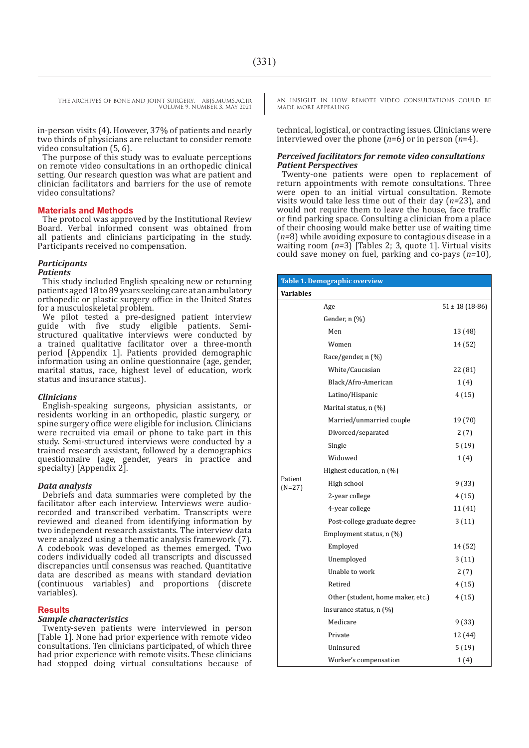in-person visits (4). However, 37% of patients and nearly two thirds of physicians are reluctant to consider remote video consultation (5, 6).

The purpose of this study was to evaluate perceptions on remote video consultations in an orthopedic clinical setting. Our research question was what are patient and clinician facilitators and barriers for the use of remote video consultations?

## Materials and Methods

The protocol was approved by the Institutional Review Board. Verbal informed consent was obtained from all patients and clinicians participating in the study. Participants received no compensation.

### *Participants*

#### *Patients*

This study included English speaking new or returning patients aged 18 to 89 years seeking care at an ambulatory orthopedic or plastic surgery office in the United States for a musculoskeletal problem.

We pilot tested a pre-designed patient interview guide with five study eligible patients. Semi-structured qualitative interviews were conducted by a trained qualitative facilitator over a three-month period [Appendix 1]. Patients provided demographic information using an online questionnaire (age, gender, marital status, race, highest level of education, work status and insurance status).

#### *Clinicians*

English-speaking surgeons, physician assistants, or residents working in an orthopedic, plastic surgery, or spine surgery office were eligible for inclusion. Clinicians were recruited via email or phone to take part in this study. Semi-structured interviews were conducted by a trained research assistant, followed by a demographics questionnaire (age, gender, years in practice and specialty) [Appendix 2].

### *Data analysis*

Debriefs and data summaries were completed by the facilitator after each interview. Interviews were audio-recorded and transcribed verbatim. Transcripts were reviewed and cleaned from identifying information by two independent research assistants. The interview data were analyzed using a thematic analysis framework (7). A codebook was developed as themes emerged. Two coders individually coded all transcripts and discussed discrepancies until consensus was reached. Quantitative data are described as means with standard deviation (continuous variables) and proportions (discrete variables).

## Results

### *Sample characteristics*

Twenty-seven patients were interviewed in person [Table 1]. None had prior experience with remote video consultations. Ten clinicians participated, of which three had prior experience with remote visits. These clinicians had stopped doing virtual consultations because of technical, logistical, or contracting issues. Clinicians were interviewed over the phone (*n*=6) or in person (*n*=4).

### *Perceived facilitators for remote video consultations*

#### *Patient Perspectives*

Twenty-one patients were open to replacement of return appointments with remote consultations. Three were open to an initial virtual consultation. Remote visits would take less time out of their day (*n*=23), and would not require them to leave the house, face traffic or find parking space. Consulting a clinician from a place of their choosing would make better use of waiting time (*n*=8) while avoiding exposure to contagious disease in a waiting room (*n*=3) [Tables 2; 3, quote 1]. Virtual visits could save money on fuel, parking and co-pays (*n*=10),

**Table 1. Demographic overview**

| Variables | | |
|---|---|---|
| Patient (N=27) | Age | 51 ± 18 (18-86) |
| | Gender, n (%) | |
| | Men | 13 (48) |
| | Women | 14 (52) |
| | Race/gender, n (%) | |
| | White/Caucasian | 22 (81) |
| | Black/Afro-American | 1 (4) |
| | Latino/Hispanic | 4 (15) |
| | Marital status, n (%) | |
| | Married/unmarried couple | 19 (70) |
| | Divorced/separated | 2 (7) |
| | Single | 5 (19) |
| | Widowed | 1 (4) |
| | Highest education, n (%) | |
| | High school | 9 (33) |
| | 2-year college | 4 (15) |
| | 4-year college | 11 (41) |
| | Post-college graduate degree | 3 (11) |
| | Employment status, n (%) | |
| | Employed | 14 (52) |
| | Unemployed | 3 (11) |
| | Unable to work | 2 (7) |
| | Retired | 4 (15) |
| | Other (student, home maker, etc.) | 4 (15) |
| | Insurance status, n (%) | |
| | Medicare | 9 (33) |
| | Private | 12 (44) |
| | Uninsured | 5 (19) |
| | Worker's compensation | 1 (4) |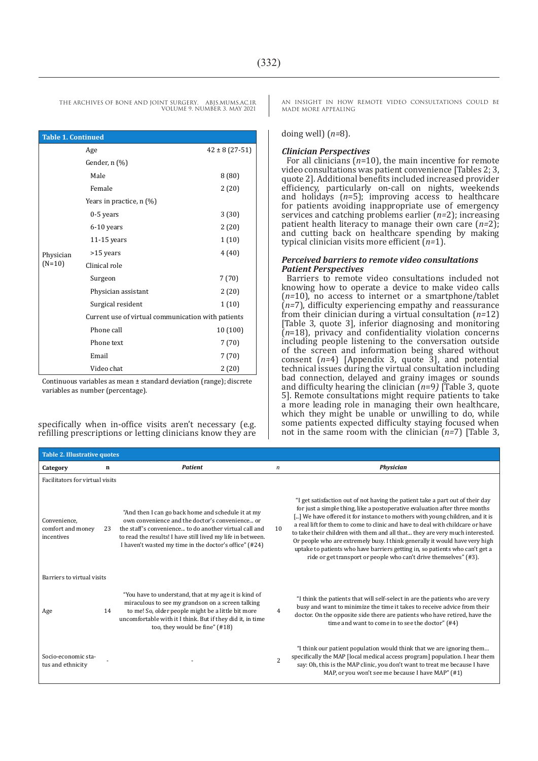**Table 1. Continued**

| | | |
|---|---|---|
| Physician (N=10) | Age | 42 ± 8 (27-51) |
| | Gender, n (%) | |
| | Male | 8 (80) |
| | Female | 2 (20) |
| | Years in practice, n (%) | |
| | 0-5 years | 3 (30) |
| | 6-10 years | 2 (20) |
| | 11-15 years | 1 (10) |
| | >15 years | 4 (40) |
| | Clinical role | |
| | Surgeon | 7 (70) |
| | Physician assistant | 2 (20) |
| | Surgical resident | 1 (10) |
| | Current use of virtual communication with patients | |
| | Phone call | 10 (100) |
| | Phone text | 7 (70) |
| | Email | 7 (70) |
| | Video chat | 2 (20) |

Continuous variables as mean ± standard deviation (range); discrete variables as number (percentage).

specifically when in-office visits aren't necessary (e.g. refilling prescriptions or letting clinicians know they are doing well) (*n*=8).

### *Clinician Perspectives*

For all clinicians (*n*=10), the main incentive for remote video consultations was patient convenience [Tables 2; 3, quote 2]. Additional benefits included increased provider efficiency, particularly on-call on nights, weekends and holidays (*n*=5); improving access to healthcare for patients avoiding inappropriate use of emergency services and catching problems earlier (*n*=2); increasing patient health literacy to manage their own care (*n*=2); and cutting back on healthcare spending by making typical clinician visits more efficient (*n*=1).

## *Perceived barriers to remote video consultations*

### *Patient Perspectives*

Barriers to remote video consultations included not knowing how to operate a device to make video calls (*n*=10), no access to internet or a smartphone/tablet (*n*=7), difficulty experiencing empathy and reassurance from their clinician during a virtual consultation (*n*=12) [Table 3, quote 3], inferior diagnosing and monitoring (*n*=18), privacy and confidentiality violation concerns including people listening to the conversation outside of the screen and information being shared without consent (*n*=4) [Appendix 3, quote 3], and potential technical issues during the virtual consultation including bad connection, delayed and grainy images or sounds and difficulty hearing the clinician (*n*=9*)* [Table 3, quote 5]. Remote consultations might require patients to take a more leading role in managing their own healthcare, which they might be unable or unwilling to do, while some patients expected difficulty staying focused when not in the same room with the clinician (*n*=7) [Table 3,

**Table 2. Illustrative quotes**

| Category | n | *Patient* | *n* | *Physician* |
|---|---|---|---|---|
| Facilitators for virtual visits | | | | |
| Convenience, comfort and money incentives | 23 | "And then I can go back home and schedule it at my own convenience and the doctor's convenience... or the staff's convenience... to do another virtual call and to read the results! I have still lived my life in between. I haven't wasted my time in the doctor's office" (#24) | 10 | "I get satisfaction out of not having the patient take a part out of their day for just a simple thing, like a postoperative evaluation after three months [...] We have offered it for instance to mothers with young children, and it is a real lift for them to come to clinic and have to deal with childcare or have to take their children with them and all that... they are very much interested. Or people who are extremely busy. I think generally it would have very high uptake to patients who have barriers getting in, so patients who can't get a ride or get transport or people who can't drive themselves" (#3). |
| Barriers to virtual visits | | | | |
| Age | 14 | "You have to understand, that at my age it is kind of miraculous to see my grandson on a screen talking to me! So, older people might be a little bit more uncomfortable with it I think. But if they did it, in time too, they would be fine" (#18) | 4 | "I think the patients that will self-select in are the patients who are very busy and want to minimize the time it takes to receive advice from their doctor. On the opposite side there are patients who have retired, have the time and want to come in to see the doctor" (#4) |
| Socio-economic status and ethnicity | - | - | 2 | "I think our patient population would think that we are ignoring them... specifically the MAP [local medical access program] population. I hear them say: Oh, this is the MAP clinic, you don't want to treat me because I have MAP, or you won't see me because I have MAP" (#1) |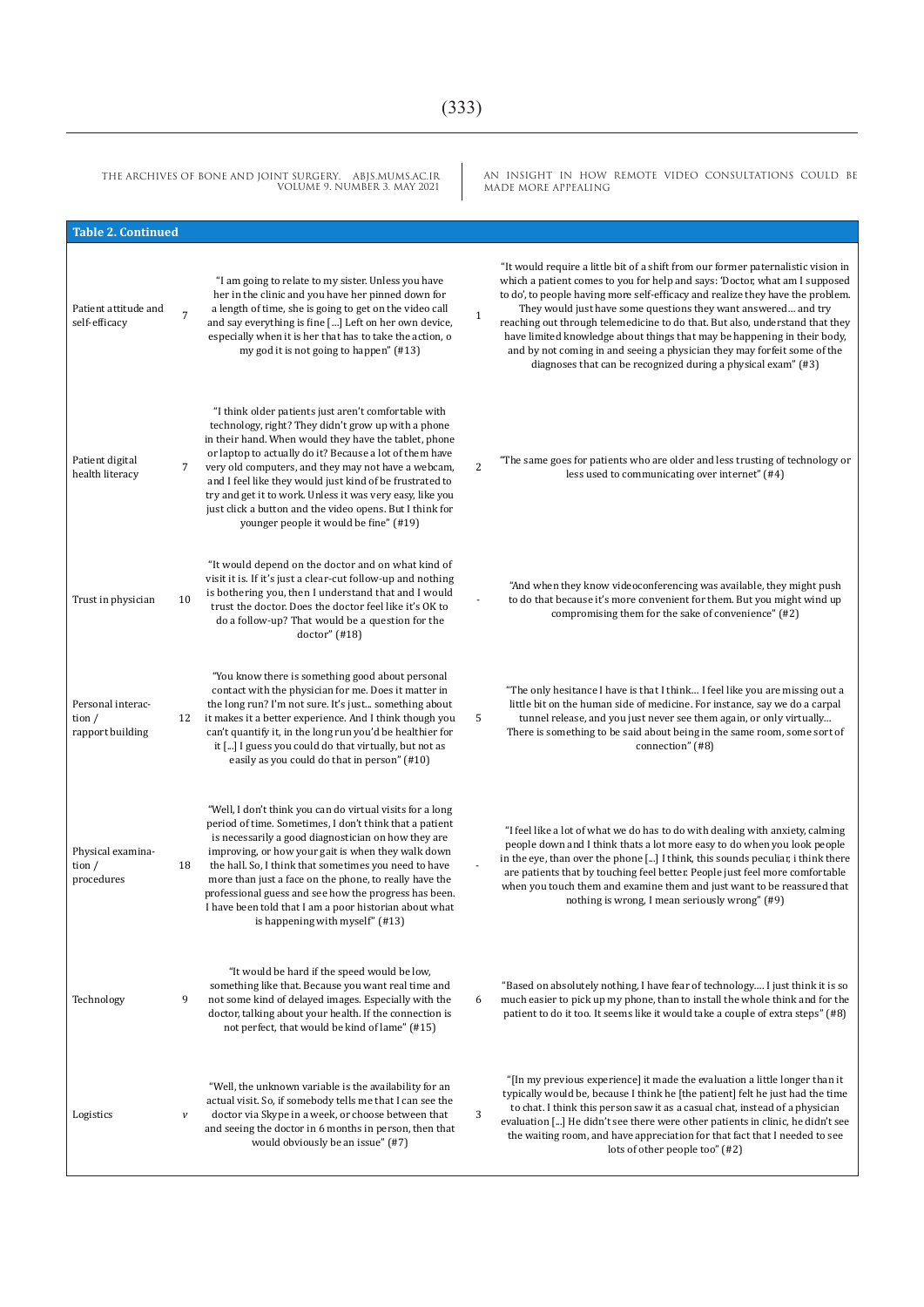**Table 2. Continued**

| | | | | |
|---|---|---|---|---|
| Patient attitude and self-efficacy | 7 | "I am going to relate to my sister. Unless you have her in the clinic and you have her pinned down for a length of time, she is going to get on the video call and say everything is fine [...] Left on her own device, especially when it is her that has to take the action, o my god it is not going to happen" (#13) | 1 | "It would require a little bit of a shift from our former paternalistic vision in which a patient comes to you for help and says: 'Doctor, what am I supposed to do', to people having more self-efficacy and realize they have the problem. They would just have some questions they want answered… and try reaching out through telemedicine to do that. But also, understand that they have limited knowledge about things that may be happening in their body, and by not coming in and seeing a physician they may forfeit some of the diagnoses that can be recognized during a physical exam" (#3) |
| Patient digital health literacy | 7 | "I think older patients just aren't comfortable with technology, right? They didn't grow up with a phone in their hand. When would they have the tablet, phone or laptop to actually do it? Because a lot of them have very old computers, and they may not have a webcam, and I feel like they would just kind of be frustrated to try and get it to work. Unless it was very easy, like you just click a button and the video opens. But I think for younger people it would be fine" (#19) | 2 | "The same goes for patients who are older and less trusting of technology or less used to communicating over internet" (#4) |
| Trust in physician | 10 | "It would depend on the doctor and on what kind of visit it is. If it's just a clear-cut follow-up and nothing is bothering you, then I understand that and I would trust the doctor. Does the doctor feel like it's OK to do a follow-up? That would be a question for the doctor" (#18) | - | "And when they know videoconferencing was available, they might push to do that because it's more convenient for them. But you might wind up compromising them for the sake of convenience" (#2) |
| Personal interaction / rapport building | 12 | "You know there is something good about personal contact with the physician for me. Does it matter in the long run? I'm not sure. It's just... something about it makes it a better experience. And I think though you can't quantify it, in the long run you'd be healthier for it [...] I guess you could do that virtually, but not as easily as you could do that in person" (#10) | 5 | "The only hesitance I have is that I think… I feel like you are missing out a little bit on the human side of medicine. For instance, say we do a carpal tunnel release, and you just never see them again, or only virtually… There is something to be said about being in the same room, some sort of connection" (#8) |
| Physical examination / procedures | 18 | "Well, I don't think you can do virtual visits for a long period of time. Sometimes, I don't think that a patient is necessarily a good diagnostician on how they are improving, or how your gait is when they walk down the hall. So, I think that sometimes you need to have more than just a face on the phone, to really have the professional guess and see how the progress has been. I have been told that I am a poor historian about what is happening with myself" (#13) | - | "I feel like a lot of what we do has to do with dealing with anxiety, calming people down and I think thats a lot more easy to do when you look people in the eye, than over the phone [...] I think, this sounds peculiar, i think there are patients that by touching feel better. People just feel more comfortable when you touch them and examine them and just want to be reassured that nothing is wrong, I mean seriously wrong" (#9) |
| Technology | 9 | "It would be hard if the speed would be low, something like that. Because you want real time and not some kind of delayed images. Especially with the doctor, talking about your health. If the connection is not perfect, that would be kind of lame" (#15) | 6 | "Based on absolutely nothing, I have fear of technology…. I just think it is so much easier to pick up my phone, than to install the whole think and for the patient to do it too. It seems like it would take a couple of extra steps" (#8) |
| Logistics | v | "Well, the unknown variable is the availability for an actual visit. So, if somebody tells me that I can see the doctor via Skype in a week, or choose between that and seeing the doctor in 6 months in person, then that would obviously be an issue" (#7) | 3 | "[In my previous experience] it made the evaluation a little longer than it typically would be, because I think he [the patient] felt he just had the time to chat. I think this person saw it as a casual chat, instead of a physician evaluation [...] He didn't see there were other patients in clinic, he didn't see the waiting room, and have appreciation for that fact that I needed to see lots of other people too" (#2) |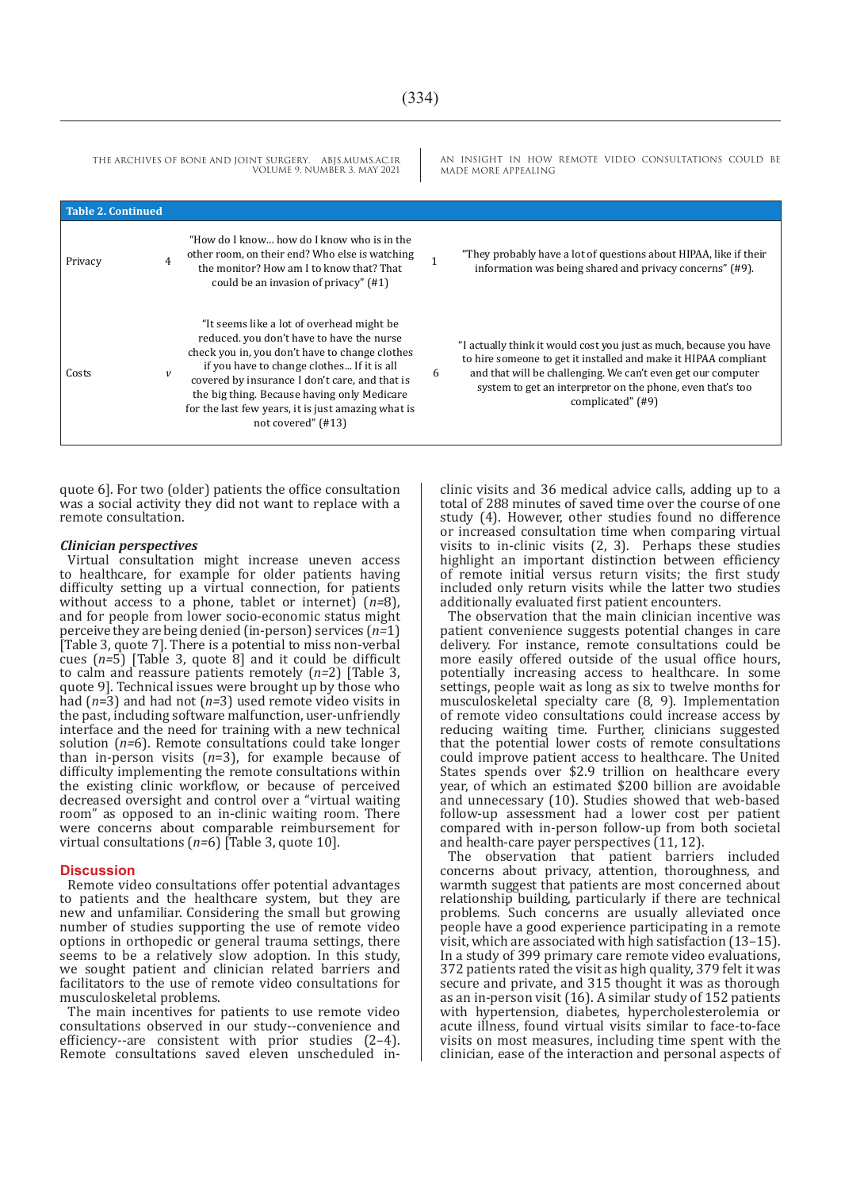**Table 2. Continued**

| | | | | |
|---|---|---|---|---|
| Privacy | 4 | "How do I know... how do I know who is in the other room, on their end? Who else is watching the monitor? How am I to know that? That could be an invasion of privacy" (#1) | 1 | "They probably have a lot of questions about HIPAA, like if their information was being shared and privacy concerns" (#9). |
| Costs | v | "It seems like a lot of overhead might be reduced. you don't have to have the nurse check you in, you don't have to change clothes if you have to change clothes... If it is all covered by insurance I don't care, and that is the big thing. Because having only Medicare for the last few years, it is just amazing what is not covered" (#13) | 6 | "I actually think it would cost you just as much, because you have to hire someone to get it installed and make it HIPAA compliant and that will be challenging. We can't even get our computer system to get an interpretor on the phone, even that's too complicated" (#9) |

quote 6]. For two (older) patients the office consultation was a social activity they did not want to replace with a remote consultation.

### *Clinician perspectives*

Virtual consultation might increase uneven access to healthcare, for example for older patients having difficulty setting up a virtual connection, for patients without access to a phone, tablet or internet) (*n*=8), and for people from lower socio-economic status might perceive they are being denied (in-person) services (*n*=1) [Table 3, quote 7]. There is a potential to miss non-verbal cues (*n*=5) [Table 3, quote 8] and it could be difficult to calm and reassure patients remotely (*n*=2) [Table 3, quote 9]. Technical issues were brought up by those who had (*n*=3) and had not (*n*=3) used remote video visits in the past, including software malfunction, user-unfriendly interface and the need for training with a new technical solution (*n*=6). Remote consultations could take longer than in-person visits (*n*=3), for example because of difficulty implementing the remote consultations within the existing clinic workflow, or because of perceived decreased oversight and control over a "virtual waiting room" as opposed to an in-clinic waiting room. There were concerns about comparable reimbursement for virtual consultations (*n*=6) [Table 3, quote 10].

## Discussion

Remote video consultations offer potential advantages to patients and the healthcare system, but they are new and unfamiliar. Considering the small but growing number of studies supporting the use of remote video options in orthopedic or general trauma settings, there seems to be a relatively slow adoption. In this study, we sought patient and clinician related barriers and facilitators to the use of remote video consultations for musculoskeletal problems.

The main incentives for patients to use remote video consultations observed in our study--convenience and efficiency--are consistent with prior studies (2–4). Remote consultations saved eleven unscheduled in-clinic visits and 36 medical advice calls, adding up to a total of 288 minutes of saved time over the course of one study (4). However, other studies found no difference or increased consultation time when comparing virtual visits to in-clinic visits (2, 3). Perhaps these studies highlight an important distinction between efficiency of remote initial versus return visits; the first study included only return visits while the latter two studies additionally evaluated first patient encounters.

The observation that the main clinician incentive was patient convenience suggests potential changes in care delivery. For instance, remote consultations could be more easily offered outside of the usual office hours, potentially increasing access to healthcare. In some settings, people wait as long as six to twelve months for musculoskeletal specialty care (8, 9). Implementation of remote video consultations could increase access by reducing waiting time. Further, clinicians suggested that the potential lower costs of remote consultations could improve patient access to healthcare. The United States spends over $2.9 trillion on healthcare every year, of which an estimated $200 billion are avoidable and unnecessary (10). Studies showed that web-based follow-up assessment had a lower cost per patient compared with in-person follow-up from both societal and health-care payer perspectives (11, 12).

The observation that patient barriers included concerns about privacy, attention, thoroughness, and warmth suggest that patients are most concerned about relationship building, particularly if there are technical problems. Such concerns are usually alleviated once people have a good experience participating in a remote visit, which are associated with high satisfaction (13–15). In a study of 399 primary care remote video evaluations, 372 patients rated the visit as high quality, 379 felt it was secure and private, and 315 thought it was as thorough as an in-person visit (16). A similar study of 152 patients with hypertension, diabetes, hypercholesterolemia or acute illness, found virtual visits similar to face-to-face visits on most measures, including time spent with the clinician, ease of the interaction and personal aspects of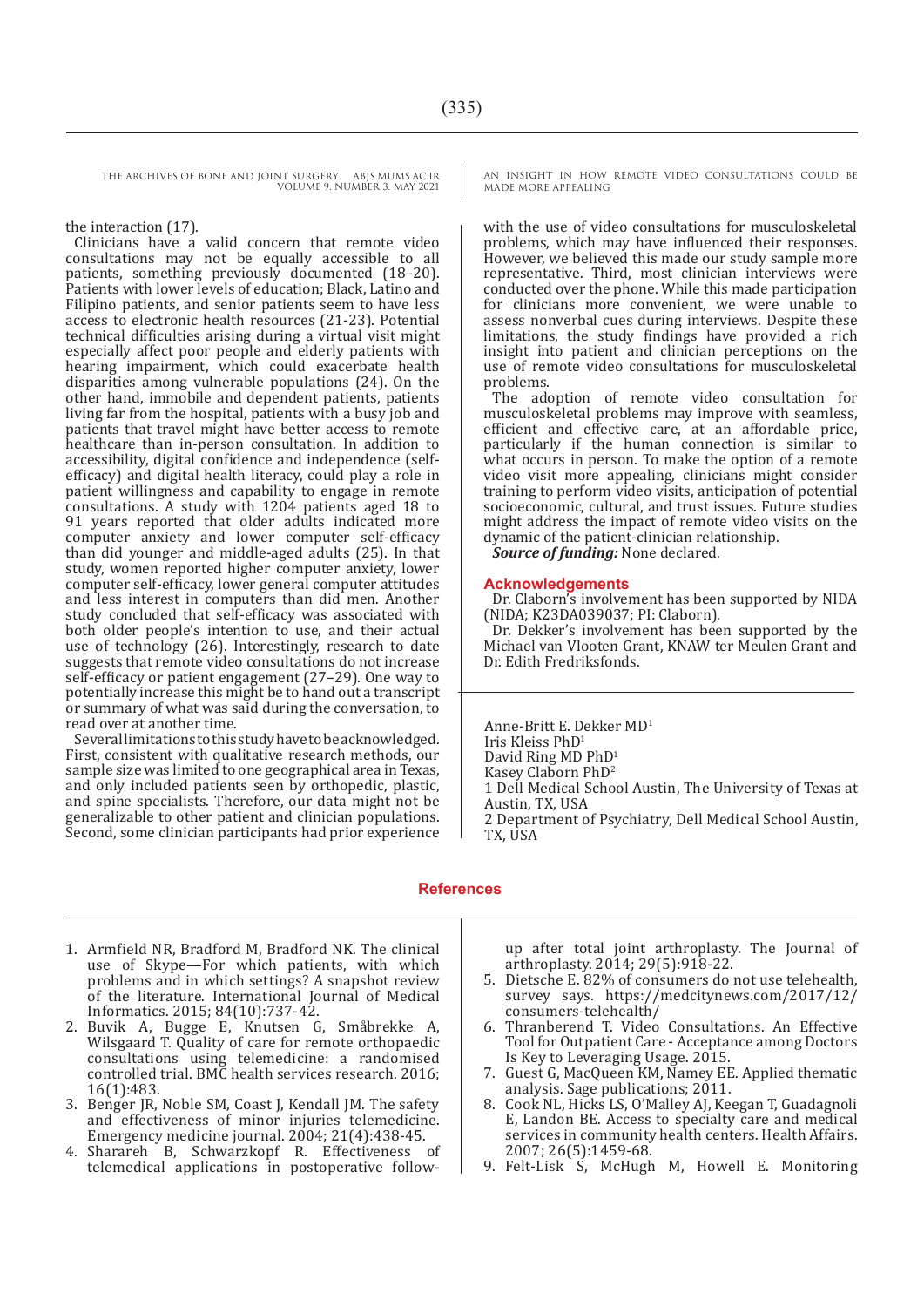the interaction (17).

Clinicians have a valid concern that remote video consultations may not be equally accessible to all patients, something previously documented (18–20). Patients with lower levels of education; Black, Latino and Filipino patients, and senior patients seem to have less access to electronic health resources (21-23). Potential technical difficulties arising during a virtual visit might especially affect poor people and elderly patients with hearing impairment, which could exacerbate health disparities among vulnerable populations (24). On the other hand, immobile and dependent patients, patients living far from the hospital, patients with a busy job and patients that travel might have better access to remote healthcare than in-person consultation. In addition to accessibility, digital confidence and independence (self-efficacy) and digital health literacy, could play a role in patient willingness and capability to engage in remote consultations. A study with 1204 patients aged 18 to 91 years reported that older adults indicated more computer anxiety and lower computer self-efficacy than did younger and middle-aged adults (25). In that study, women reported higher computer anxiety, lower computer self-efficacy, lower general computer attitudes and less interest in computers than did men. Another study concluded that self-efficacy was associated with both older people's intention to use, and their actual use of technology (26). Interestingly, research to date suggests that remote video consultations do not increase self-efficacy or patient engagement (27–29). One way to potentially increase this might be to hand out a transcript or summary of what was said during the conversation, to read over at another time.

Several limitations to this study have to be acknowledged. First, consistent with qualitative research methods, our sample size was limited to one geographical area in Texas, and only included patients seen by orthopedic, plastic, and spine specialists. Therefore, our data might not be generalizable to other patient and clinician populations. Second, some clinician participants had prior experience with the use of video consultations for musculoskeletal problems, which may have influenced their responses. However, we believed this made our study sample more representative. Third, most clinician interviews were conducted over the phone. While this made participation for clinicians more convenient, we were unable to assess nonverbal cues during interviews. Despite these limitations, the study findings have provided a rich insight into patient and clinician perceptions on the use of remote video consultations for musculoskeletal problems.

The adoption of remote video consultation for musculoskeletal problems may improve with seamless, efficient and effective care, at an affordable price, particularly if the human connection is similar to what occurs in person. To make the option of a remote video visit more appealing, clinicians might consider training to perform video visits, anticipation of potential socioeconomic, cultural, and trust issues. Future studies might address the impact of remote video visits on the dynamic of the patient-clinician relationship.

***Source of funding:*** None declared.

## Acknowledgements

Dr. Claborn's involvement has been supported by NIDA (NIDA; K23DA039037; PI: Claborn).

Dr. Dekker's involvement has been supported by the Michael van Vlooten Grant, KNAW ter Meulen Grant and Dr. Edith Fredriksfonds.

Anne-Britt E. Dekker MD[1]
Iris Kleiss PhD[1]
David Ring MD PhD[1]
Kasey Claborn PhD[2]
1 Dell Medical School Austin, The University of Texas at Austin, TX, USA
2 Department of Psychiatry, Dell Medical School Austin, TX, USA

## References

1. Armfield NR, Bradford M, Bradford NK. The clinical use of Skype—For which patients, with which problems and in which settings? A snapshot review of the literature. International Journal of Medical Informatics. 2015; 84(10):737-42.
2. Buvik A, Bugge E, Knutsen G, Småbrekke A, Wilsgaard T. Quality of care for remote orthopaedic consultations using telemedicine: a randomised controlled trial. BMC health services research. 2016; 16(1):483.
3. Benger JR, Noble SM, Coast J, Kendall JM. The safety and effectiveness of minor injuries telemedicine. Emergency medicine journal. 2004; 21(4):438-45.
4. Sharareh B, Schwarzkopf R. Effectiveness of telemedical applications in postoperative follow-up after total joint arthroplasty. The Journal of arthroplasty. 2014; 29(5):918-22.
5. Dietsche E. 82% of consumers do not use telehealth, survey says. https://medcitynews.com/2017/12/consumers-telehealth/
6. Thranberend T. Video Consultations. An Effective Tool for Outpatient Care - Acceptance among Doctors Is Key to Leveraging Usage. 2015.
7. Guest G, MacQueen KM, Namey EE. Applied thematic analysis. Sage publications; 2011.
8. Cook NL, Hicks LS, O'Malley AJ, Keegan T, Guadagnoli E, Landon BE. Access to specialty care and medical services in community health centers. Health Affairs. 2007; 26(5):1459-68.
9. Felt-Lisk S, McHugh M, Howell E. Monitoring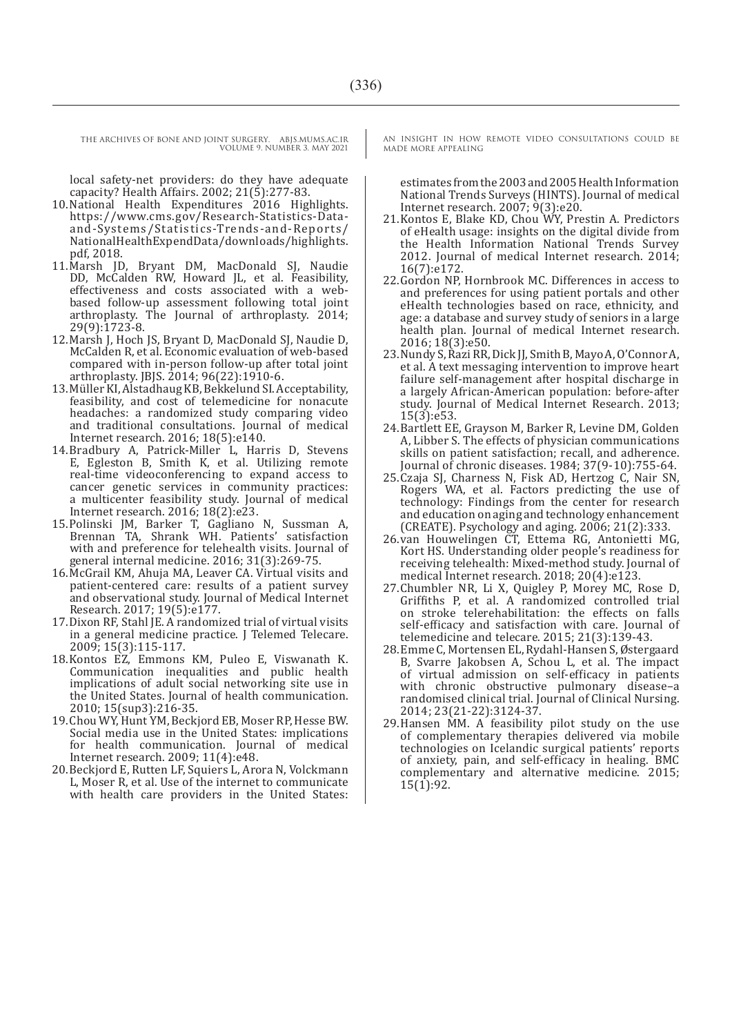local safety-net providers: do they have adequate capacity? Health Affairs. 2002; 21(5):277-83.

10. National Health Expenditures 2016 Highlights. https://www.cms.gov/Research-Statistics-Data-and-Systems/Statistics-Trends-and-Reports/NationalHealthExpendData/downloads/highlights.pdf, 2018.
11. Marsh JD, Bryant DM, MacDonald SJ, Naudie DD, McCalden RW, Howard JL, et al. Feasibility, effectiveness and costs associated with a web-based follow-up assessment following total joint arthroplasty. The Journal of arthroplasty. 2014; 29(9):1723-8.
12. Marsh J, Hoch JS, Bryant D, MacDonald SJ, Naudie D, McCalden R, et al. Economic evaluation of web-based compared with in-person follow-up after total joint arthroplasty. JBJS. 2014; 96(22):1910-6.
13. Müller KI, Alstadhaug KB, Bekkelund SI. Acceptability, feasibility, and cost of telemedicine for nonacute headaches: a randomized study comparing video and traditional consultations. Journal of medical Internet research. 2016; 18(5):e140.
14. Bradbury A, Patrick-Miller L, Harris D, Stevens E, Egleston B, Smith K, et al. Utilizing remote real-time videoconferencing to expand access to cancer genetic services in community practices: a multicenter feasibility study. Journal of medical Internet research. 2016; 18(2):e23.
15. Polinski JM, Barker T, Gagliano N, Sussman A, Brennan TA, Shrank WH. Patients' satisfaction with and preference for telehealth visits. Journal of general internal medicine. 2016; 31(3):269-75.
16. McGrail KM, Ahuja MA, Leaver CA. Virtual visits and patient-centered care: results of a patient survey and observational study. Journal of Medical Internet Research. 2017; 19(5):e177.
17. Dixon RF, Stahl JE. A randomized trial of virtual visits in a general medicine practice. J Telemed Telecare. 2009; 15(3):115-117.
18. Kontos EZ, Emmons KM, Puleo E, Viswanath K. Communication inequalities and public health implications of adult social networking site use in the United States. Journal of health communication. 2010; 15(sup3):216-35.
19. Chou WY, Hunt YM, Beckjord EB, Moser RP, Hesse BW. Social media use in the United States: implications for health communication. Journal of medical Internet research. 2009; 11(4):e48.
20. Beckjord E, Rutten LF, Squiers L, Arora N, Volckmann L, Moser R, et al. Use of the internet to communicate with health care providers in the United States: estimates from the 2003 and 2005 Health Information National Trends Surveys (HINTS). Journal of medical Internet research. 2007; 9(3):e20.
21. Kontos E, Blake KD, Chou WY, Prestin A. Predictors of eHealth usage: insights on the digital divide from the Health Information National Trends Survey 2012. Journal of medical Internet research. 2014; 16(7):e172.
22. Gordon NP, Hornbrook MC. Differences in access to and preferences for using patient portals and other eHealth technologies based on race, ethnicity, and age: a database and survey study of seniors in a large health plan. Journal of medical Internet research. 2016; 18(3):e50.
23. Nundy S, Razi RR, Dick JJ, Smith B, Mayo A, O'Connor A, et al. A text messaging intervention to improve heart failure self-management after hospital discharge in a largely African-American population: before-after study. Journal of Medical Internet Research. 2013; 15(3):e53.
24. Bartlett EE, Grayson M, Barker R, Levine DM, Golden A, Libber S. The effects of physician communications skills on patient satisfaction; recall, and adherence. Journal of chronic diseases. 1984; 37(9-10):755-64.
25. Czaja SJ, Charness N, Fisk AD, Hertzog C, Nair SN, Rogers WA, et al. Factors predicting the use of technology: Findings from the center for research and education on aging and technology enhancement (CREATE). Psychology and aging. 2006; 21(2):333.
26. van Houwelingen CT, Ettema RG, Antonietti MG, Kort HS. Understanding older people's readiness for receiving telehealth: Mixed-method study. Journal of medical Internet research. 2018; 20(4):e123.
27. Chumbler NR, Li X, Quigley P, Morey MC, Rose D, Griffiths P, et al. A randomized controlled trial on stroke telerehabilitation: the effects on falls self-efficacy and satisfaction with care. Journal of telemedicine and telecare. 2015; 21(3):139-43.
28. Emme C, Mortensen EL, Rydahl-Hansen S, Østergaard B, Svarre Jakobsen A, Schou L, et al. The impact of virtual admission on self-efficacy in patients with chronic obstructive pulmonary disease–a randomised clinical trial. Journal of Clinical Nursing. 2014; 23(21-22):3124-37.
29. Hansen MM. A feasibility pilot study on the use of complementary therapies delivered via mobile technologies on Icelandic surgical patients' reports of anxiety, pain, and self-efficacy in healing. BMC complementary and alternative medicine. 2015; 15(1):92.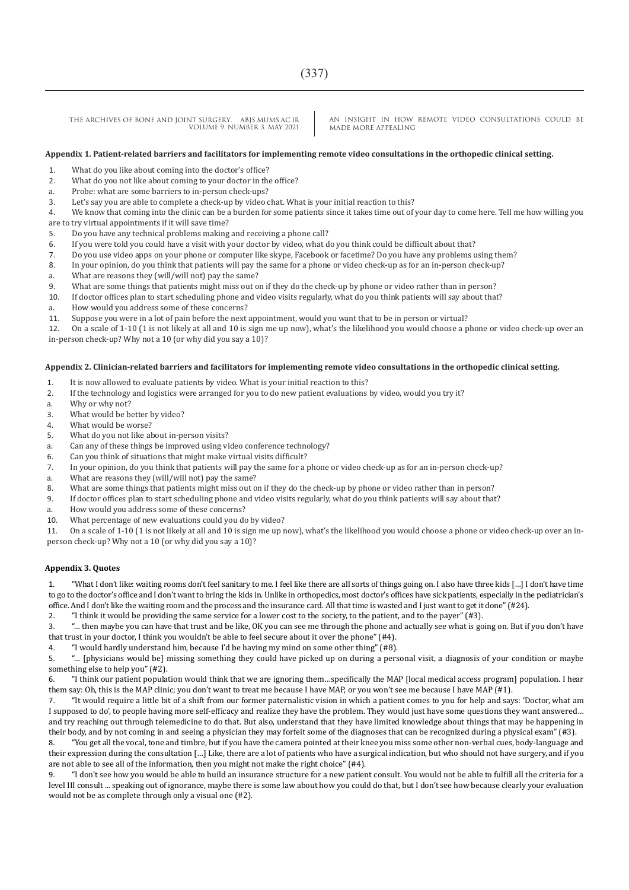**Appendix 1. Patient-related barriers and facilitators for implementing remote video consultations in the orthopedic clinical setting.**

1. What do you like about coming into the doctor's office?
2. What do you not like about coming to your doctor in the office?
   a. Probe: what are some barriers to in-person check-ups?
3. Let's say you are able to complete a check-up by video chat. What is your initial reaction to this?
4. We know that coming into the clinic can be a burden for some patients since it takes time out of your day to come here. Tell me how willing you are to try virtual appointments if it will save time?
5. Do you have any technical problems making and receiving a phone call?
6. If you were told you could have a visit with your doctor by video, what do you think could be difficult about that?
7. Do you use video apps on your phone or computer like skype, Facebook or facetime? Do you have any problems using them?
8. In your opinion, do you think that patients will pay the same for a phone or video check-up as for an in-person check-up?
   a. What are reasons they (will/will not) pay the same?
9. What are some things that patients might miss out on if they do the check-up by phone or video rather than in person?
10. If doctor offices plan to start scheduling phone and video visits regularly, what do you think patients will say about that?
    a. How would you address some of these concerns?
11. Suppose you were in a lot of pain before the next appointment, would you want that to be in person or virtual?
12. On a scale of 1-10 (1 is not likely at all and 10 is sign me up now), what's the likelihood you would choose a phone or video check-up over an in-person check-up? Why not a 10 (or why did you say a 10)?

**Appendix 2. Clinician-related barriers and facilitators for implementing remote video consultations in the orthopedic clinical setting.**

1. It is now allowed to evaluate patients by video. What is your initial reaction to this?
2. If the technology and logistics were arranged for you to do new patient evaluations by video, would you try it?
   a. Why or why not?
3. What would be better by video?
4. What would be worse?
5. What do you not like about in-person visits?
   a. Can any of these things be improved using video conference technology?
6. Can you think of situations that might make virtual visits difficult?
7. In your opinion, do you think that patients will pay the same for a phone or video check-up as for an in-person check-up?
   a. What are reasons they (will/will not) pay the same?
8. What are some things that patients might miss out on if they do the check-up by phone or video rather than in person?
9. If doctor offices plan to start scheduling phone and video visits regularly, what do you think patients will say about that?
   a. How would you address some of these concerns?
10. What percentage of new evaluations could you do by video?
11. On a scale of 1-10 (1 is not likely at all and 10 is sign me up now), what's the likelihood you would choose a phone or video check-up over an in-person check-up? Why not a 10 (or why did you say a 10)?

**Appendix 3. Quotes**

1. "What I don't like: waiting rooms don't feel sanitary to me. I feel like there are all sorts of things going on. I also have three kids [...] I don't have time to go to the doctor's office and I don't want to bring the kids in. Unlike in orthopedics, most doctor's offices have sick patients, especially in the pediatrician's office. And I don't like the waiting room and the process and the insurance card. All that time is wasted and I just want to get it done" (#24).
2. "I think it would be providing the same service for a lower cost to the society, to the patient, and to the payer" (#3).
3. "... then maybe you can have that trust and be like, OK you can see me through the phone and actually see what is going on. But if you don't have that trust in your doctor, I think you wouldn't be able to feel secure about it over the phone" (#4).
4. "I would hardly understand him, because I'd be having my mind on some other thing" (#8).
5. "... [physicians would be] missing something they could have picked up on during a personal visit, a diagnosis of your condition or maybe something else to help you" (#2).
6. "I think our patient population would think that we are ignoring them…specifically the MAP [local medical access program] population. I hear them say: Oh, this is the MAP clinic; you don't want to treat me because I have MAP, or you won't see me because I have MAP (#1).
7. "It would require a little bit of a shift from our former paternalistic vision in which a patient comes to you for help and says: 'Doctor, what am I supposed to do', to people having more self-efficacy and realize they have the problem. They would just have some questions they want answered… and try reaching out through telemedicine to do that. But also, understand that they have limited knowledge about things that may be happening in their body, and by not coming in and seeing a physician they may forfeit some of the diagnoses that can be recognized during a physical exam" (#3).
8. "You get all the vocal, tone and timbre, but if you have the camera pointed at their knee you miss some other non-verbal cues, body-language and their expression during the consultation [...] Like, there are a lot of patients who have a surgical indication, but who should not have surgery, and if you are not able to see all of the information, then you might not make the right choice" (#4).
9. "I don't see how you would be able to build an insurance structure for a new patient consult. You would not be able to fulfill all the criteria for a level III consult ... speaking out of ignorance, maybe there is some law about how you could do that, but I don't see how because clearly your evaluation would not be as complete through only a visual one (#2).